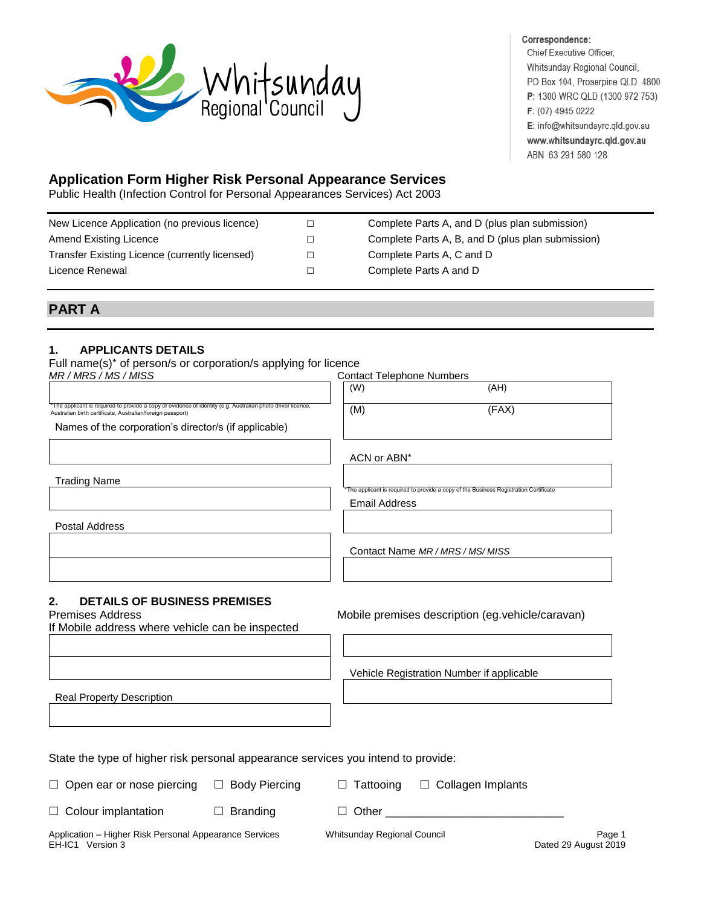Correspondence:
Chief Executive Officer,
Whitsunday Regional Council,
PO Box 104, Proserpine QLD 4800
**P**: 1300 WRC QLD (1300 972 753)
**F**: (07) 4945 0222
**E**: info@whitsundayrc.qld.gov.au
**www.whitsundayrc.qld.gov.au**
ABN 63 291 580 128

# Application Form Higher Risk Personal Appearance Services

Public Health (Infection Control for Personal Appearances Services) Act 2003

| | | |
|---|---|---|
| New Licence Application (no previous licence) | ☐ | Complete Parts A, and D (plus plan submission) |
| Amend Existing Licence | ☐ | Complete Parts A, B, and D (plus plan submission) |
| Transfer Existing Licence (currently licensed) | ☐ | Complete Parts A, C and D |
| Licence Renewal | ☐ | Complete Parts A and D |

## PART A

### 1. APPLICANTS DETAILS

Full name(s)* of person/s or corporation/s applying for licence
*MR / MRS / MS / MISS*

*The applicant is required to provide a copy of evidence of identity (e.g. Australian photo driver licence, Australian birth certificate, Australian/foreign passport)

Contact Telephone Numbers
(W) (AH)
(M) (FAX)

Names of the corporation's director/s (if applicable)

ACN or ABN*

*The applicant is required to provide a copy of the Business Registration Certificate

Trading Name

Email Address

Postal Address

Contact Name *MR / MRS / MS/ MISS*

### 2. DETAILS OF BUSINESS PREMISES

Premises Address
If Mobile address where vehicle can be inspected

Mobile premises description (eg.vehicle/caravan)

Vehicle Registration Number if applicable

Real Property Description

State the type of higher risk personal appearance services you intend to provide:

☐ Open ear or nose piercing ☐ Body Piercing ☐ Tattooing ☐ Collagen Implants

☐ Colour implantation ☐ Branding ☐ Other ____________________________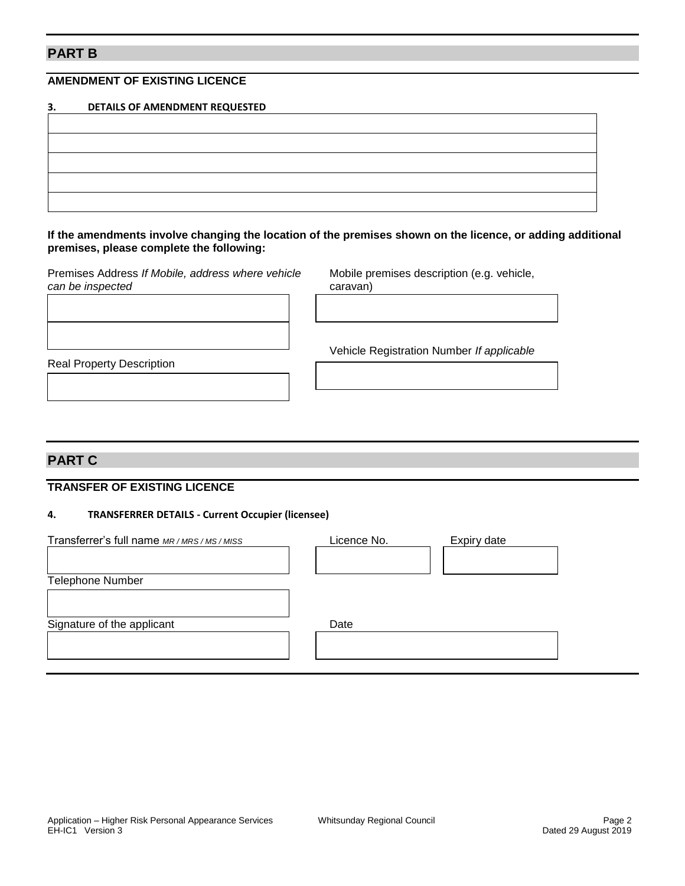## PART B

### AMENDMENT OF EXISTING LICENCE

**3. DETAILS OF AMENDMENT REQUESTED**

| |
|---|
| |
| |
| |
| |
| |

**If the amendments involve changing the location of the premises shown on the licence, or adding additional premises, please complete the following:**

| Premises Address *If Mobile, address where vehicle can be inspected* | Mobile premises description (e.g. vehicle, caravan) |
|---|---|
| | |
| | Vehicle Registration Number *If applicable* |
| Real Property Description | |
| | |

## PART C

### TRANSFER OF EXISTING LICENCE

**4. TRANSFERRER DETAILS - Current Occupier (licensee)**

| Transferrer's full name *MR / MRS / MS / MISS* | Licence No. | Expiry date |
|---|---|---|
| | | |
| Telephone Number | | |
| | | |
| Signature of the applicant | Date | |
| | | |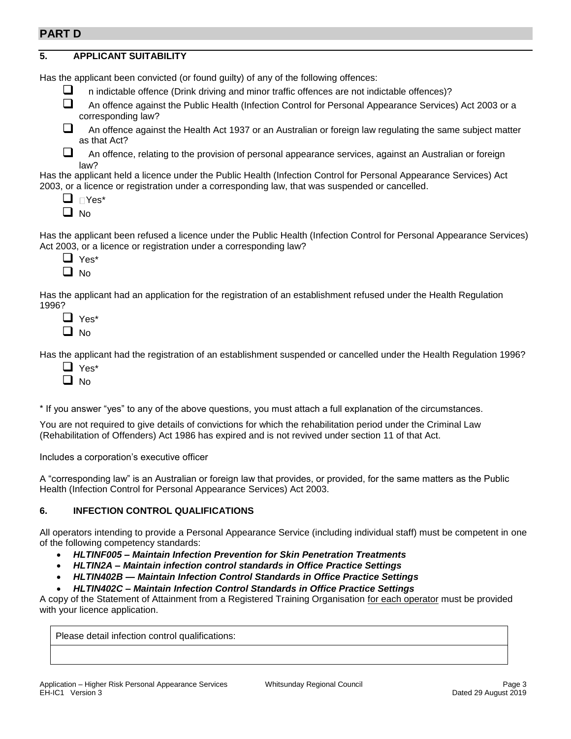## PART D

### 5. APPLICANT SUITABILITY

Has the applicant been convicted (or found guilty) of any of the following offences:

- ☐ n indictable offence (Drink driving and minor traffic offences are not indictable offences)?
- ☐ An offence against the Public Health (Infection Control for Personal Appearance Services) Act 2003 or a corresponding law?
- ☐ An offence against the Health Act 1937 or an Australian or foreign law regulating the same subject matter as that Act?
- ☐ An offence, relating to the provision of personal appearance services, against an Australian or foreign law?

Has the applicant held a licence under the Public Health (Infection Control for Personal Appearance Services) Act 2003, or a licence or registration under a corresponding law, that was suspended or cancelled.

- ☐ Yes*
- ☐ No

Has the applicant been refused a licence under the Public Health (Infection Control for Personal Appearance Services) Act 2003, or a licence or registration under a corresponding law?

- ☐ Yes*
- ☐ No

Has the applicant had an application for the registration of an establishment refused under the Health Regulation 1996?

- ☐ Yes*
- ☐ No

Has the applicant had the registration of an establishment suspended or cancelled under the Health Regulation 1996?

- ☐ Yes*
- ☐ No

* If you answer "yes" to any of the above questions, you must attach a full explanation of the circumstances.

You are not required to give details of convictions for which the rehabilitation period under the Criminal Law (Rehabilitation of Offenders) Act 1986 has expired and is not revived under section 11 of that Act.

Includes a corporation's executive officer

A "corresponding law" is an Australian or foreign law that provides, or provided, for the same matters as the Public Health (Infection Control for Personal Appearance Services) Act 2003.

### 6. INFECTION CONTROL QUALIFICATIONS

All operators intending to provide a Personal Appearance Service (including individual staff) must be competent in one of the following competency standards:

- ***HLTINF005 – Maintain Infection Prevention for Skin Penetration Treatments***
- ***HLTIN2A – Maintain infection control standards in Office Practice Settings***
- ***HLTIN402B — Maintain Infection Control Standards in Office Practice Settings***
- ***HLTIN402C – Maintain Infection Control Standards in Office Practice Settings***

A copy of the Statement of Attainment from a Registered Training Organisation <u>for each operator</u> must be provided with your licence application.

| Please detail infection control qualifications: |
| --- |
| |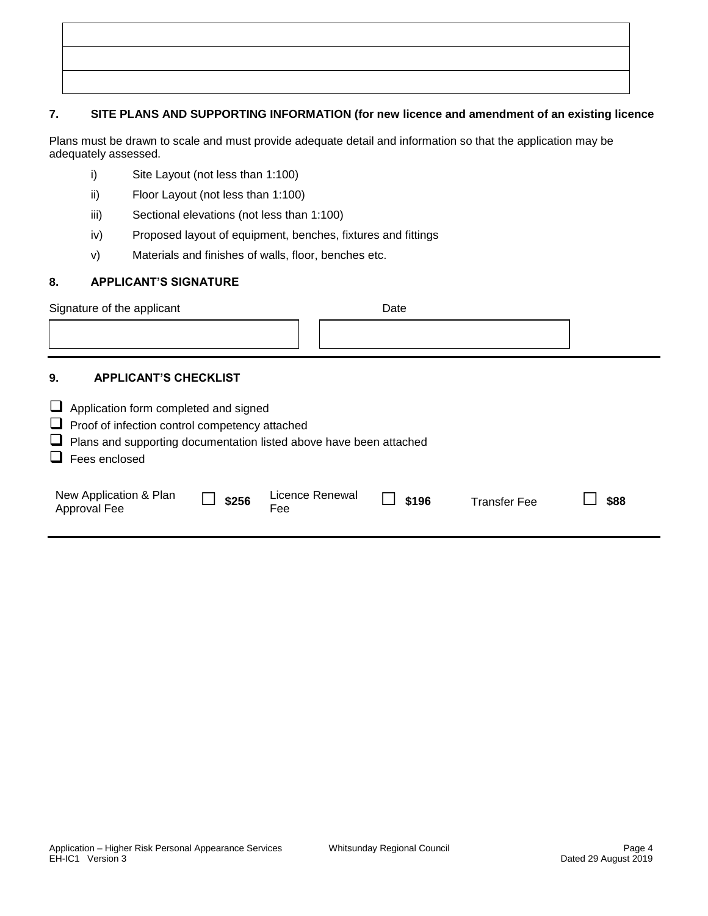| |
|---|
| |
| |
| |

## 7. SITE PLANS AND SUPPORTING INFORMATION (for new licence and amendment of an existing licence

Plans must be drawn to scale and must provide adequate detail and information so that the application may be adequately assessed.

- i) Site Layout (not less than 1:100)
- ii) Floor Layout (not less than 1:100)
- iii) Sectional elevations (not less than 1:100)
- iv) Proposed layout of equipment, benches, fixtures and fittings
- v) Materials and finishes of walls, floor, benches etc.

## 8. APPLICANT'S SIGNATURE

| Signature of the applicant | Date |
|---|---|
| | |

## 9. APPLICANT'S CHECKLIST

- ☐ Application form completed and signed
- ☐ Proof of infection control competency attached
- ☐ Plans and supporting documentation listed above have been attached
- ☐ Fees enclosed

| | | | | | |
|---|---|---|---|---|---|
| New Application & Plan Approval Fee | ☐ **$256** | Licence Renewal Fee | ☐ **$196** | Transfer Fee | ☐ **$88** |